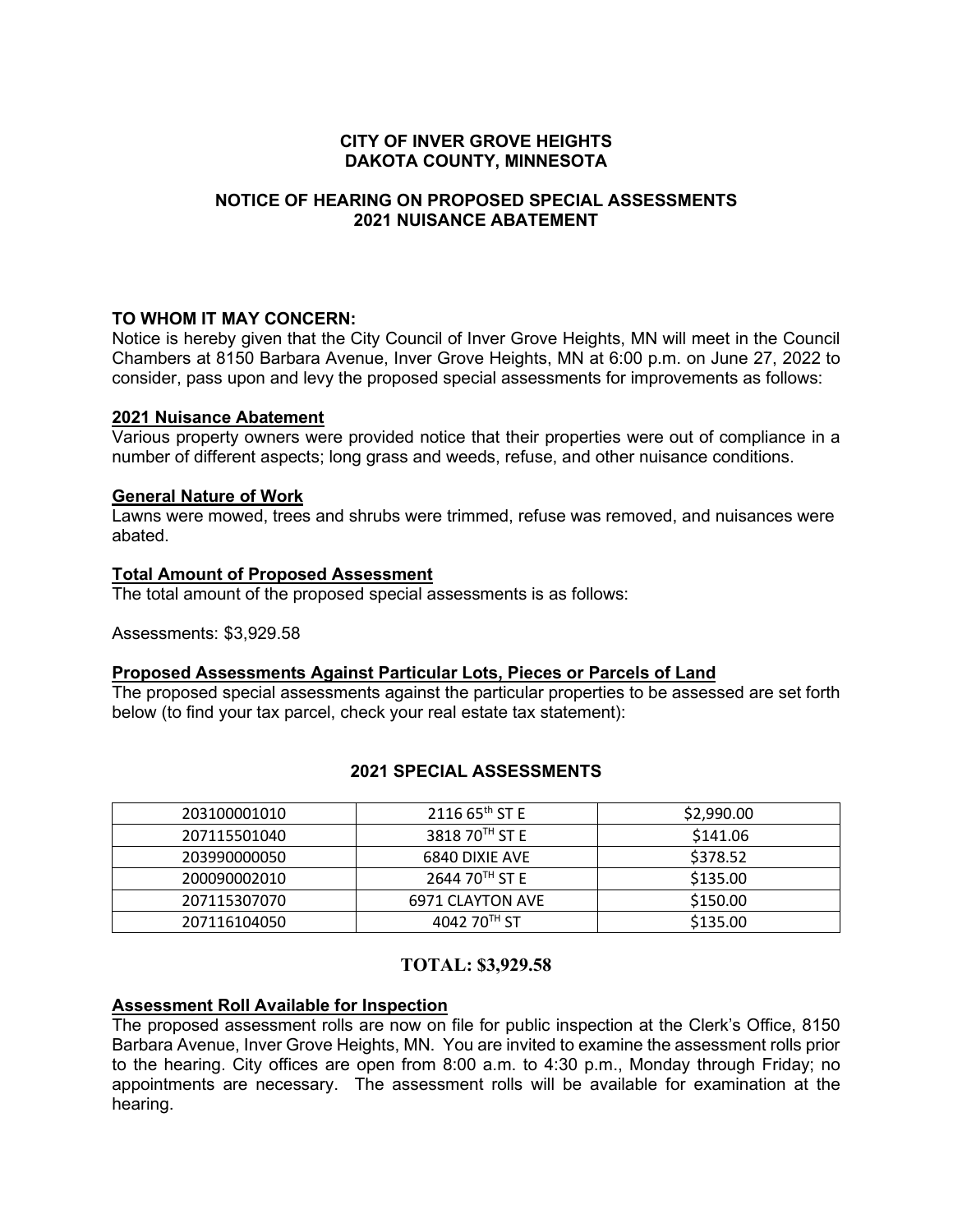**CITY OF INVER GROVE HEIGHTS**
**DAKOTA COUNTY, MINNESOTA**

**NOTICE OF HEARING ON PROPOSED SPECIAL ASESSMENTS**
**2021 NUISANCE ABATEMENT**

**TO WHOM IT MAY CONCERN:**
Notice is hereby given that the City Council of Inver Grove Heights, MN will meet in the Council Chambers at 8150 Barbara Avenue, Inver Grove Heights, MN at 6:00 p.m. on June 27, 2022 to consider, pass upon and levy the proposed special assessments for improvements as follows:

**2021 Nuisance Abatement**
Various property owners were provided notice that their properties were out of compliance in a number of different aspects; long grass and weeds, refuse, and other nuisance conditions.

**General Nature of Work**
Lawns were mowed, trees and shrubs were trimmed, refuse was removed, and nuisances were abated.

**Total Amount of Proposed Assessment**
The total amount of the proposed special assessments is as follows:

Assessments: $3,929.58

**Proposed Assessments Against Particular Lots, Pieces or Parcels of Land**
The proposed special assessments against the particular properties to be assessed are set forth below (to find your tax parcel, check your real estate tax statement):

**2021 SPECIAL ASSESSMENTS**

| | | |
|---|---|---|
| 203100001010 | 2116 65th ST E | $2,990.00 |
| 207115501040 | 3818 70TH ST E | $141.06 |
| 203990000050 | 6840 DIXIE AVE | $378.52 |
| 200090002010 | 2644 70TH ST E | $135.00 |
| 207115307070 | 6971 CLAYTON AVE | $150.00 |
| 207116104050 | 4042 70TH ST | $135.00 |

**TOTAL: $3,929.58**

**Assessment Roll Available for Inspection**
The proposed assessment rolls are now on file for public inspection at the Clerk's Office, 8150 Barbara Avenue, Inver Grove Heights, MN. You are invited to examine the assessment rolls prior to the hearing. City offices are open from 8:00 a.m. to 4:30 p.m., Monday through Friday; no appointments are necessary. The assessment rolls will be available for examination at the hearing.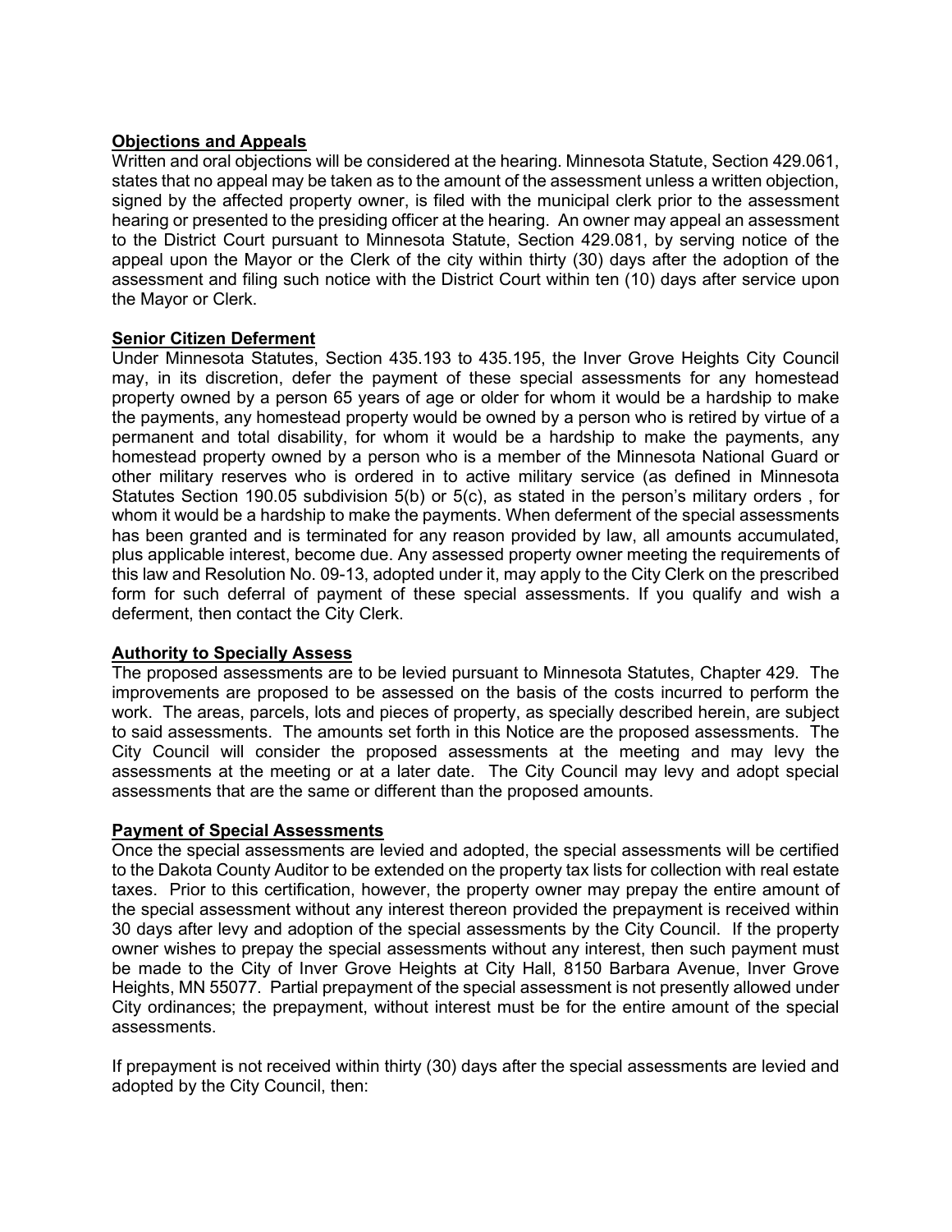**Objections and Appeals**

Written and oral objections will be considered at the hearing. Minnesota Statute, Section 429.061, states that no appeal may be taken as to the amount of the assessment unless a written objection, signed by the affected property owner, is filed with the municipal clerk prior to the assessment hearing or presented to the presiding officer at the hearing. An owner may appeal an assessment to the District Court pursuant to Minnesota Statute, Section 429.081, by serving notice of the appeal upon the Mayor or the Clerk of the city within thirty (30) days after the adoption of the assessment and filing such notice with the District Court within ten (10) days after service upon the Mayor or Clerk.

**Senior Citizen Deferment**

Under Minnesota Statutes, Section 435.193 to 435.195, the Inver Grove Heights City Council may, in its discretion, defer the payment of these special assessments for any homestead property owned by a person 65 years of age or older for whom it would be a hardship to make the payments, any homestead property would be owned by a person who is retired by virtue of a permanent and total disability, for whom it would be a hardship to make the payments, any homestead property owned by a person who is a member of the Minnesota National Guard or other military reserves who is ordered in to active military service (as defined in Minnesota Statutes Section 190.05 subdivision 5(b) or 5(c), as stated in the person's military orders , for whom it would be a hardship to make the payments. When deferment of the special assessments has been granted and is terminated for any reason provided by law, all amounts accumulated, plus applicable interest, become due. Any assessed property owner meeting the requirements of this law and Resolution No. 09-13, adopted under it, may apply to the City Clerk on the prescribed form for such deferral of payment of these special assessments. If you qualify and wish a deferment, then contact the City Clerk.

**Authority to Specially Assess**

The proposed assessments are to be levied pursuant to Minnesota Statutes, Chapter 429. The improvements are proposed to be assessed on the basis of the costs incurred to perform the work. The areas, parcels, lots and pieces of property, as specially described herein, are subject to said assessments. The amounts set forth in this Notice are the proposed assessments. The City Council will consider the proposed assessments at the meeting and may levy the assessments at the meeting or at a later date. The City Council may levy and adopt special assessments that are the same or different than the proposed amounts.

**Payment of Special Assessments**

Once the special assessments are levied and adopted, the special assessments will be certified to the Dakota County Auditor to be extended on the property tax lists for collection with real estate taxes. Prior to this certification, however, the property owner may prepay the entire amount of the special assessment without any interest thereon provided the prepayment is received within 30 days after levy and adoption of the special assessments by the City Council. If the property owner wishes to prepay the special assessments without any interest, then such payment must be made to the City of Inver Grove Heights at City Hall, 8150 Barbara Avenue, Inver Grove Heights, MN 55077. Partial prepayment of the special assessment is not presently allowed under City ordinances; the prepayment, without interest must be for the entire amount of the special assessments.

If prepayment is not received within thirty (30) days after the special assessments are levied and adopted by the City Council, then: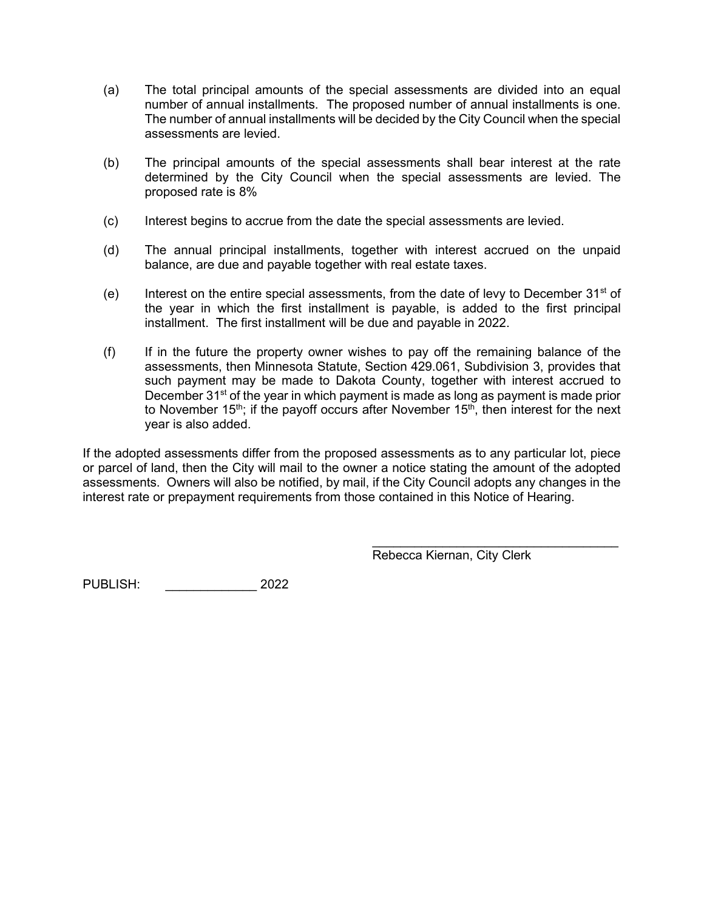(a) The total principal amounts of the special assessments are divided into an equal number of annual installments. The proposed number of annual installments is one. The number of annual installments will be decided by the City Council when the special assessments are levied.

(b) The principal amounts of the special assessments shall bear interest at the rate determined by the City Council when the special assessments are levied. The proposed rate is 8%

(c) Interest begins to accrue from the date the special assessments are levied.

(d) The annual principal installments, together with interest accrued on the unpaid balance, are due and payable together with real estate taxes.

(e) Interest on the entire special assessments, from the date of levy to December 31st of the year in which the first installment is payable, is added to the first principal installment. The first installment will be due and payable in 2022.

(f) If in the future the property owner wishes to pay off the remaining balance of the assessments, then Minnesota Statute, Section 429.061, Subdivision 3, provides that such payment may be made to Dakota County, together with interest accrued to December 31st of the year in which payment is made as long as payment is made prior to November 15th; if the payoff occurs after November 15th, then interest for the next year is also added.

If the adopted assessments differ from the proposed assessments as to any particular lot, piece or parcel of land, then the City will mail to the owner a notice stating the amount of the adopted assessments. Owners will also be notified, by mail, if the City Council adopts any changes in the interest rate or prepayment requirements from those contained in this Notice of Hearing.

\_\_\_\_\_\_\_\_\_\_\_\_\_\_\_\_\_\_\_\_\_\_\_\_\_\_\_\_\_\_\_\_\_\_\_\_
Rebecca Kiernan, City Clerk

PUBLISH: \_\_\_\_\_\_\_\_\_\_\_\_\_ 2022